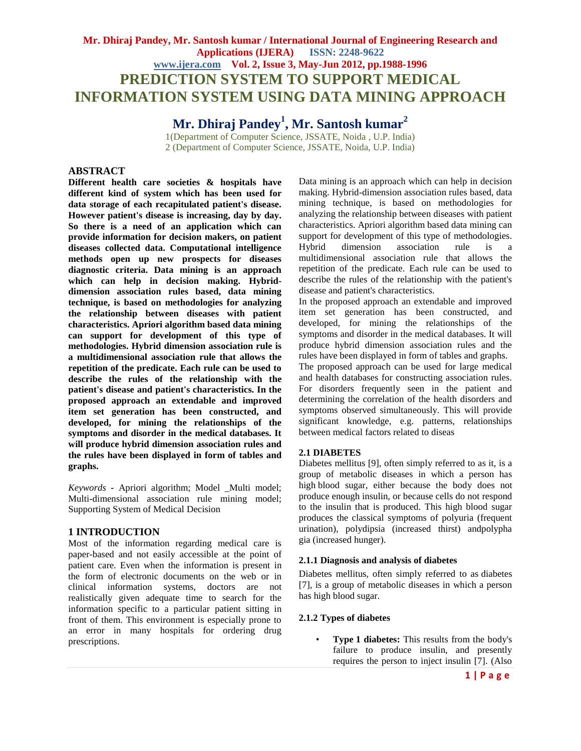# PREDICTION SYSTEM TO SUPPORT MEDICAL INFORMATION SYSTEM USING DATA MINING APPROACH

**Mr. Dhiraj Pandey[1], Mr. Santosh kumar[2]**

1(Department of Computer Science, JSSATE, Noida , U.P. India)
2 (Department of Computer Science, JSSATE, Noida, U.P. India)

## ABSTRACT

**Different health care societies & hospitals have different kind of system which has been used for data storage of each recapitulated patient's disease. However patient's disease is increasing, day by day. So there is a need of an application which can provide information for decision makers, on patient diseases collected data. Computational intelligence methods open up new prospects for diseases diagnostic criteria. Data mining is an approach which can help in decision making. Hybrid-dimension association rules based, data mining technique, is based on methodologies for analyzing the relationship between diseases with patient characteristics. Apriori algorithm based data mining can support for development of this type of methodologies. Hybrid dimension association rule is a multidimensional association rule that allows the repetition of the predicate. Each rule can be used to describe the rules of the relationship with the patient's disease and patient's characteristics. In the proposed approach an extendable and improved item set generation has been constructed, and developed, for mining the relationships of the symptoms and disorder in the medical databases. It will produce hybrid dimension association rules and the rules have been displayed in form of tables and graphs.**

*Keywords* - Apriori algorithm; Model _Multi model; Multi-dimensional association rule mining model; Supporting System of Medical Decision

## 1 INTRODUCTION

Most of the information regarding medical care is paper-based and not easily accessible at the point of patient care. Even when the information is present in the form of electronic documents on the web or in clinical information systems, doctors are not realistically given adequate time to search for the information specific to a particular patient sitting in front of them. This environment is especially prone to an error in many hospitals for ordering drug prescriptions.

Data mining is an approach which can help in decision making. Hybrid-dimension association rules based, data mining technique, is based on methodologies for analyzing the relationship between diseases with patient characteristics. Apriori algorithm based data mining can support for development of this type of methodologies. Hybrid dimension association rule is a multidimensional association rule that allows the repetition of the predicate. Each rule can be used to describe the rules of the relationship with the patient's disease and patient's characteristics.

In the proposed approach an extendable and improved item set generation has been constructed, and developed, for mining the relationships of the symptoms and disorder in the medical databases. It will produce hybrid dimension association rules and the rules have been displayed in form of tables and graphs.

The proposed approach can be used for large medical and health databases for constructing association rules. For disorders frequently seen in the patient and determining the correlation of the health disorders and symptoms observed simultaneously. This will provide significant knowledge, e.g. patterns, relationships between medical factors related to diseas

### 2.1 DIABETES

Diabetes mellitus [9], often simply referred to as it, is a group of metabolic diseases in which a person has high blood sugar, either because the body does not produce enough insulin, or because cells do not respond to the insulin that is produced. This high blood sugar produces the classical symptoms of polyuria (frequent urination), polydipsia (increased thirst) andpolypha gia (increased hunger).

#### 2.1.1 Diagnosis and analysis of diabetes

Diabetes mellitus, often simply referred to as diabetes [7], is a group of metabolic diseases in which a person has high blood sugar.

#### 2.1.2 Types of diabetes

- **Type 1 diabetes:** This results from the body's failure to produce insulin, and presently requires the person to inject insulin [7]. (Also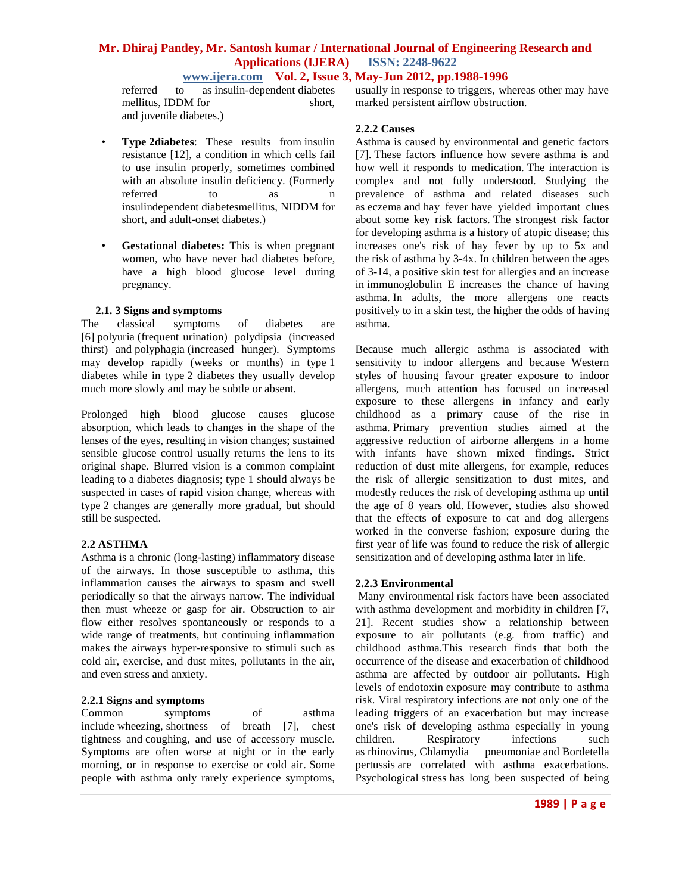referred to as insulin-dependent diabetes mellitus, IDDM for short, and juvenile diabetes.)

- **Type 2diabetes**: These results from insulin resistance [12], a condition in which cells fail to use insulin properly, sometimes combined with an absolute insulin deficiency. (Formerly referred to as n insulindependent diabetesmellitus, NIDDM for short, and adult-onset diabetes.)

- **Gestational diabetes:** This is when pregnant women, who have never had diabetes before, have a high blood glucose level during pregnancy.

### 2.1. 3 Signs and symptoms

The classical symptoms of diabetes are [6] polyuria (frequent urination) polydipsia (increased thirst) and polyphagia (increased hunger). Symptoms may develop rapidly (weeks or months) in type 1 diabetes while in type 2 diabetes they usually develop much more slowly and may be subtle or absent.

Prolonged high blood glucose causes glucose absorption, which leads to changes in the shape of the lenses of the eyes, resulting in vision changes; sustained sensible glucose control usually returns the lens to its original shape. Blurred vision is a common complaint leading to a diabetes diagnosis; type 1 should always be suspected in cases of rapid vision change, whereas with type 2 changes are generally more gradual, but should still be suspected.

## 2.2 ASTHMA

Asthma is a chronic (long-lasting) inflammatory disease of the airways. In those susceptible to asthma, this inflammation causes the airways to spasm and swell periodically so that the airways narrow. The individual then must wheeze or gasp for air. Obstruction to air flow either resolves spontaneously or responds to a wide range of treatments, but continuing inflammation makes the airways hyper-responsive to stimuli such as cold air, exercise, and dust mites, pollutants in the air, and even stress and anxiety.

### 2.2.1 Signs and symptoms

Common symptoms of asthma include wheezing, shortness of breath [7], chest tightness and coughing, and use of accessory muscle. Symptoms are often worse at night or in the early morning, or in response to exercise or cold air. Some people with asthma only rarely experience symptoms, usually in response to triggers, whereas other may have marked persistent airflow obstruction.

### 2.2.2 Causes

Asthma is caused by environmental and genetic factors [7]. These factors influence how severe asthma is and how well it responds to medication. The interaction is complex and not fully understood. Studying the prevalence of asthma and related diseases such as eczema and hay fever have yielded important clues about some key risk factors. The strongest risk factor for developing asthma is a history of atopic disease; this increases one's risk of hay fever by up to 5x and the risk of asthma by 3-4x. In children between the ages of 3-14, a positive skin test for allergies and an increase in immunoglobulin E increases the chance of having asthma. In adults, the more allergens one reacts positively to in a skin test, the higher the odds of having asthma.

Because much allergic asthma is associated with sensitivity to indoor allergens and because Western styles of housing favour greater exposure to indoor allergens, much attention has focused on increased exposure to these allergens in infancy and early childhood as a primary cause of the rise in asthma. Primary prevention studies aimed at the aggressive reduction of airborne allergens in a home with infants have shown mixed findings. Strict reduction of dust mite allergens, for example, reduces the risk of allergic sensitization to dust mites, and modestly reduces the risk of developing asthma up until the age of 8 years old. However, studies also showed that the effects of exposure to cat and dog allergens worked in the converse fashion; exposure during the first year of life was found to reduce the risk of allergic sensitization and of developing asthma later in life.

### 2.2.3 Environmental

Many environmental risk factors have been associated with asthma development and morbidity in children [7, 21]. Recent studies show a relationship between exposure to air pollutants (e.g. from traffic) and childhood asthma.This research finds that both the occurrence of the disease and exacerbation of childhood asthma are affected by outdoor air pollutants. High levels of endotoxin exposure may contribute to asthma risk. Viral respiratory infections are not only one of the leading triggers of an exacerbation but may increase one's risk of developing asthma especially in young children. Respiratory infections such as rhinovirus, Chlamydia pneumoniae and Bordetella pertussis are correlated with asthma exacerbations. Psychological stress has long been suspected of being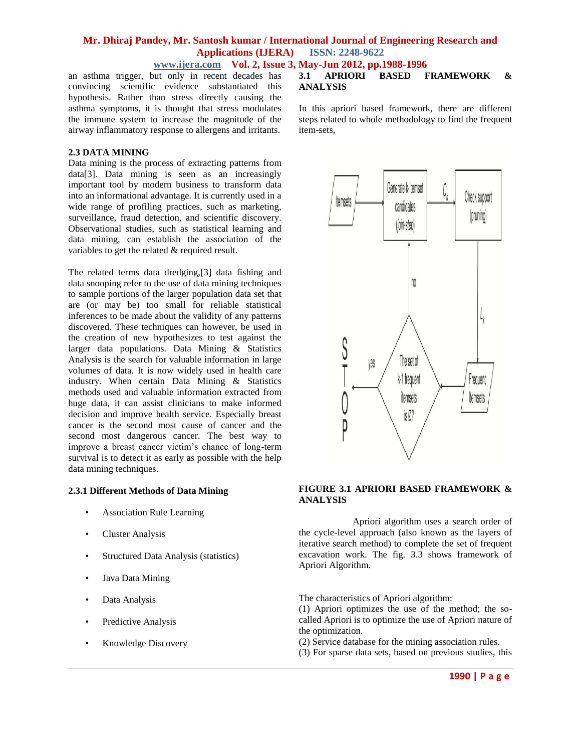an asthma trigger, but only in recent decades has convincing scientific evidence substantiated this hypothesis. Rather than stress directly causing the asthma symptoms, it is thought that stress modulates the immune system to increase the magnitude of the airway inflammatory response to allergens and irritants.

### 2.3 DATA MINING

Data mining is the process of extracting patterns from data[3]. Data mining is seen as an increasingly important tool by modern business to transform data into an informational advantage. It is currently used in a wide range of profiling practices, such as marketing, surveillance, fraud detection, and scientific discovery. Observational studies, such as statistical learning and data mining, can establish the association of the variables to get the related & required result.

The related terms data dredging,[3] data fishing and data snooping refer to the use of data mining techniques to sample portions of the larger population data set that are (or may be) too small for reliable statistical inferences to be made about the validity of any patterns discovered. These techniques can however, be used in the creation of new hypothesizes to test against the larger data populations. Data Mining & Statistics Analysis is the search for valuable information in large volumes of data. It is now widely used in health care industry. When certain Data Mining & Statistics methods used and valuable information extracted from huge data, it can assist clinicians to make informed decision and improve health service. Especially breast cancer is the second most cause of cancer and the second most dangerous cancer. The best way to improve a breast cancer victim's chance of long-term survival is to detect it as early as possible with the help data mining techniques.

#### 2.3.1 Different Methods of Data Mining

- Association Rule Learning
- Cluster Analysis
- Structured Data Analysis (statistics)
- Java Data Mining
- Data Analysis
- Predictive Analysis
- Knowledge Discovery

### 3.1 APRIORI BASED FRAMEWORK & ANALYSIS

In this apriori based framework, there are different steps related to whole methodology to find the frequent item-sets,

**FIGURE 3.1 APRIORI BASED FRAMEWORK & ANALYSIS**

Apriori algorithm uses a search order of the cycle-level approach (also known as the layers of iterative search method) to complete the set of frequent excavation work. The fig. 3.3 shows framework of Apriori Algorithm.

The characteristics of Apriori algorithm:

(1) Apriori optimizes the use of the method; the so-called Apriori is to optimize the use of Apriori nature of the optimization.

(2) Service database for the mining association rules.

(3) For sparse data sets, based on previous studies, this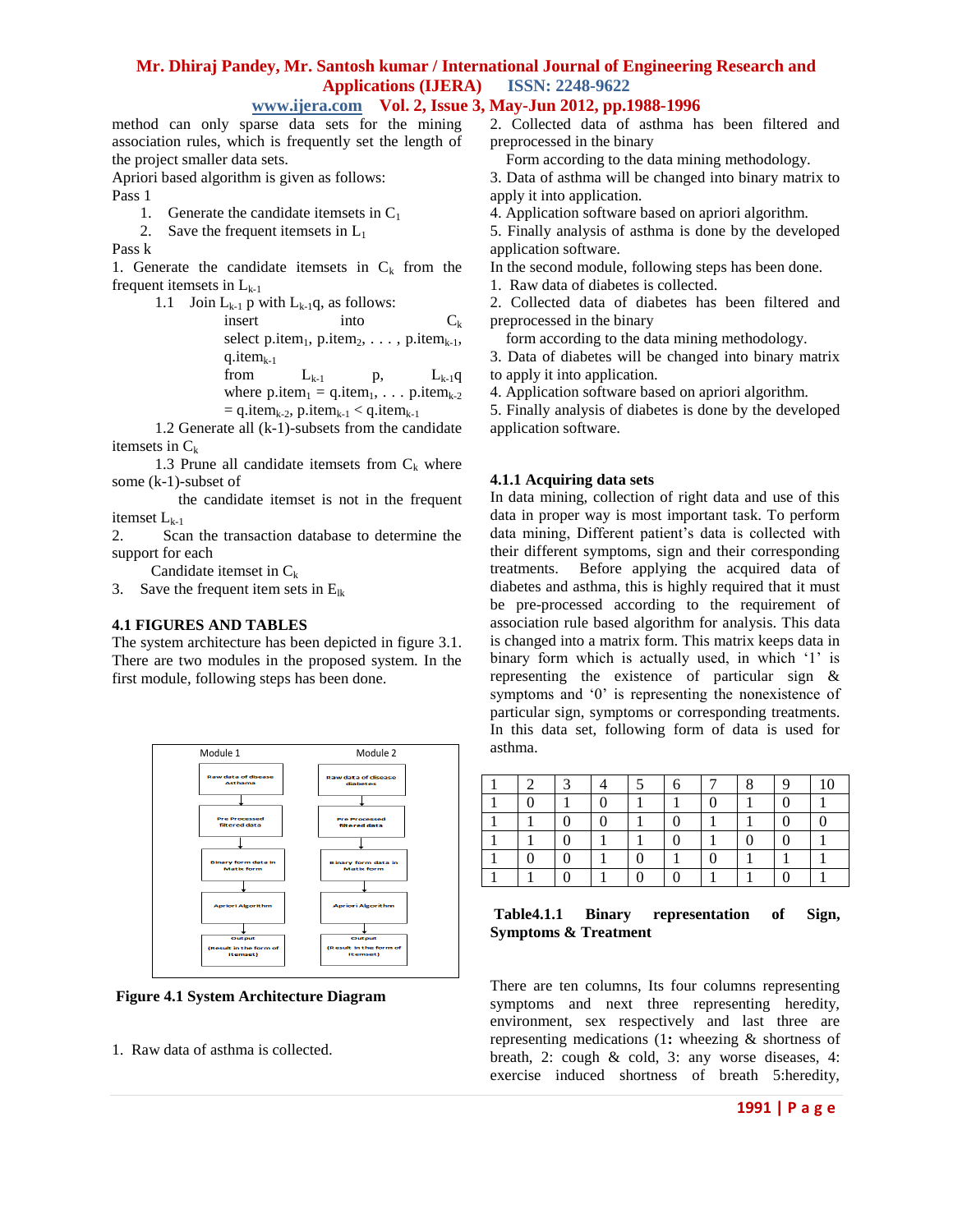method can only sparse data sets for the mining association rules, which is frequently set the length of the project smaller data sets.

Apriori based algorithm is given as follows:

Pass 1

1. Generate the candidate itemsets in $C_1$
2. Save the frequent itemsets in $L_1$

Pass k

1. Generate the candidate itemsets in $C_k$ from the frequent itemsets in $L_{k-1}$

   1.1 Join $L_{k-1}$ p with $L_{k-1}$q, as follows:

   insert into $C_k$
   select p.item$_1$, p.item$_2$, . . . , p.item$_{k-1}$, q.item$_{k-1}$
   from $L_{k-1}$ p, $L_{k-1}$q
   where p.item$_1$ = q.item$_1$, . . . p.item$_{k-2}$ = q.item$_{k-2}$, p.item$_{k-1}$ < q.item$_{k-1}$

   1.2 Generate all (k-1)-subsets from the candidate itemsets in $C_k$

   1.3 Prune all candidate itemsets from $C_k$ where some (k-1)-subset of the candidate itemset is not in the frequent itemset $L_{k-1}$

2. Scan the transaction database to determine the support for each Candidate itemset in $C_k$
3. Save the frequent item sets in $E_{lk}$

### 4.1 FIGURES AND TABLES

The system architecture has been depicted in figure 3.1. There are two modules in the proposed system. In the first module, following steps has been done.

Module 1: Raw data of disease Asthama → Pre Processed filtered data → Binary form data in Matix form → Apriori Algorithm → Output (result in the form of itemset)

Module 2: Raw data of disease diabetes → Pre Processed filtered data → Binary form data in Matix form → Apriori Algorithm → Output (Result in the form of itemset)

**Figure 4.1 System Architecture Diagram**

1. Raw data of asthma is collected.
2. Collected data of asthma has been filtered and preprocessed in the binary form according to the data mining methodology.
3. Data of asthma will be changed into binary matrix to apply it into application.
4. Application software based on apriori algorithm.
5. Finally analysis of asthma is done by the developed application software.

In the second module, following steps has been done.

1. Raw data of diabetes is collected.
2. Collected data of diabetes has been filtered and preprocessed in the binary form according to the data mining methodology.
3. Data of diabetes will be changed into binary matrix to apply it into application.
4. Application software based on apriori algorithm.
5. Finally analysis of diabetes is done by the developed application software.

#### 4.1.1 Acquiring data sets

In data mining, collection of right data and use of this data in proper way is most important task. To perform data mining, Different patient's data is collected with their different symptoms, sign and their corresponding treatments. Before applying the acquired data of diabetes and asthma, this is highly required that it must be pre-processed according to the requirement of association rule based algorithm for analysis. This data is changed into a matrix form. This matrix keeps data in binary form which is actually used, in which '1' is representing the existence of particular sign & symptoms and '0' is representing the nonexistence of particular sign, symptoms or corresponding treatments. In this data set, following form of data is used for asthma.

| 1 | 2 | 3 | 4 | 5 | 6 | 7 | 8 | 9 | 10 |
|---|---|---|---|---|---|---|---|---|---|
| 1 | 0 | 1 | 0 | 1 | 1 | 0 | 1 | 0 | 1 |
| 1 | 1 | 0 | 0 | 1 | 0 | 1 | 1 | 0 | 0 |
| 1 | 1 | 0 | 1 | 1 | 0 | 1 | 0 | 0 | 1 |
| 1 | 0 | 0 | 1 | 0 | 1 | 0 | 1 | 1 | 1 |
| 1 | 1 | 0 | 1 | 0 | 0 | 1 | 1 | 0 | 1 |

**Table4.1.1 Binary representation of Sign, Symptoms & Treatment**

There are ten columns, Its four columns representing symptoms and next three representing heredity, environment, sex respectively and last three are representing medications (1**:** wheezing & shortness of breath, 2: cough & cold, 3: any worse diseases, 4: exercise induced shortness of breath 5:heredity,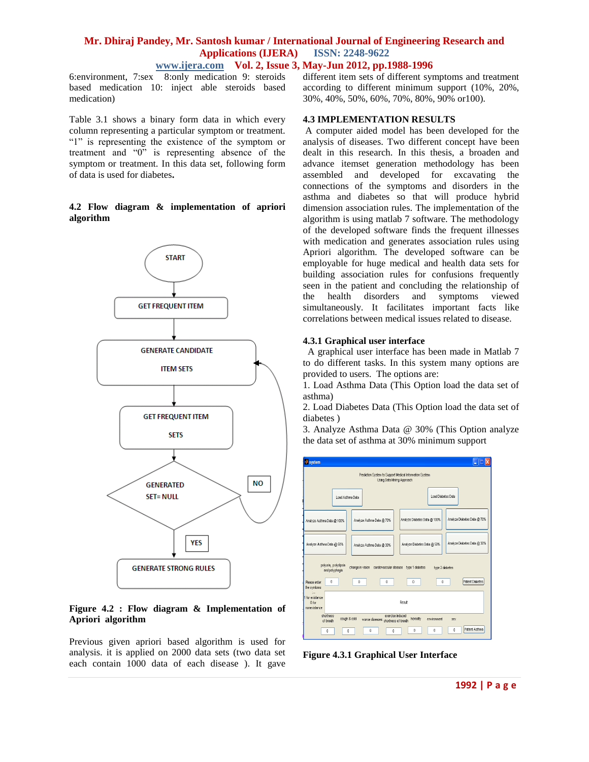6:environment, 7:sex 8:only medication 9: steroids based medication 10: inject able steroids based medication)

Table 3.1 shows a binary form data in which every column representing a particular symptom or treatment. "1" is representing the existence of the symptom or treatment and "0" is representing absence of the symptom or treatment. In this data set, following form of data is used for diabetes.

**4.2 Flow diagram & implementation of apriori algorithm**

**Figure 4.2 : Flow diagram & Implementation of Apriori algorithm**

Previous given apriori based algorithm is used for analysis. it is applied on 2000 data sets (two data set each contain 1000 data of each disease ). It gave different item sets of different symptoms and treatment according to different minimum support (10%, 20%, 30%, 40%, 50%, 60%, 70%, 80%, 90% or100).

## 4.3 IMPLEMENTATION RESULTS

A computer aided model has been developed for the analysis of diseases. Two different concept have been dealt in this research. In this thesis, a broaden and advance itemset generation methodology has been assembled and developed for excavating the connections of the symptoms and disorders in the asthma and diabetes so that will produce hybrid dimension association rules. The implementation of the algorithm is using matlab 7 software. The methodology of the developed software finds the frequent illnesses with medication and generates association rules using Apriori algorithm. The developed software can be employable for huge medical and health data sets for building association rules for confusions frequently seen in the patient and concluding the relationship of the health disorders and symptoms viewed simultaneously. It facilitates important facts like correlations between medical issues related to disease.

### 4.3.1 Graphical user interface

A graphical user interface has been made in Matlab 7 to do different tasks. In this system many options are provided to users. The options are:

1. Load Asthma Data (This Option load the data set of asthma)
2. Load Diabetes Data (This Option load the data set of diabetes )
3. Analyze Asthma Data @ 30% (This Option analyze the data set of asthma at 30% minimum support

**Figure 4.3.1 Graphical User Interface**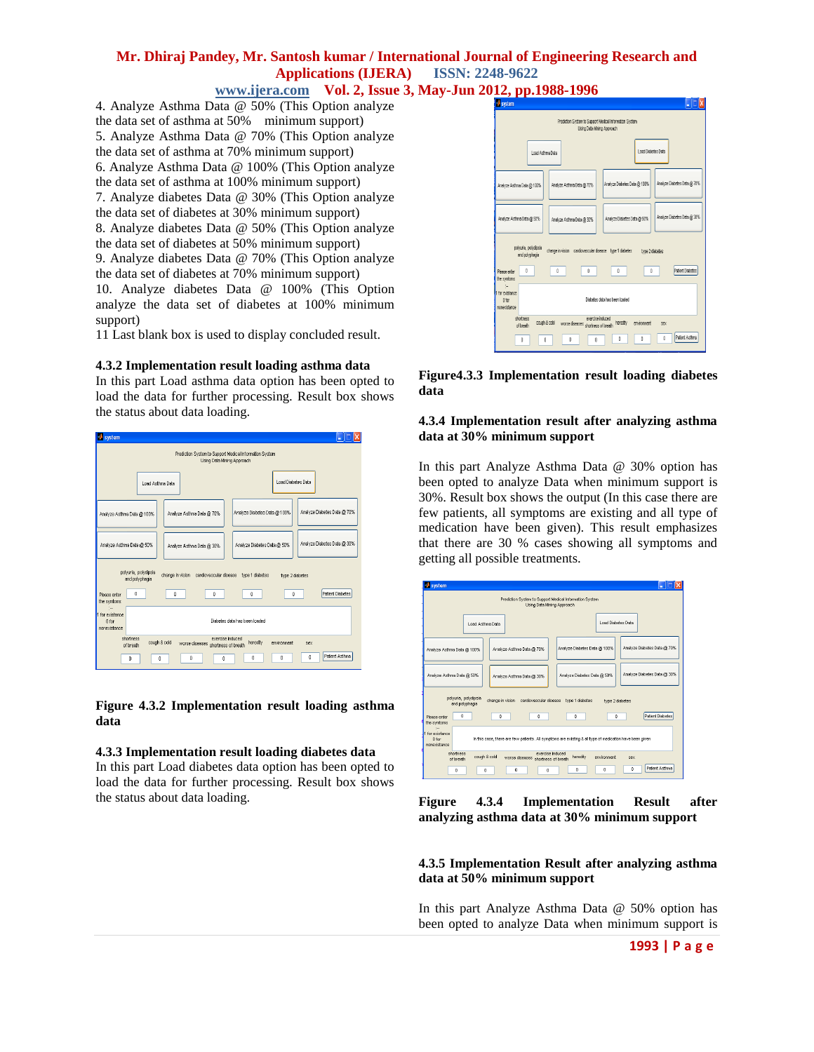4. Analyze Asthma Data @ 50% (This Option analyze the data set of asthma at 50% minimum support)
5. Analyze Asthma Data @ 70% (This Option analyze the data set of asthma at 70% minimum support)
6. Analyze Asthma Data @ 100% (This Option analyze the data set of asthma at 100% minimum support)
7. Analyze diabetes Data @ 30% (This Option analyze the data set of diabetes at 30% minimum support)
8. Analyze diabetes Data @ 50% (This Option analyze the data set of diabetes at 50% minimum support)
9. Analyze diabetes Data @ 70% (This Option analyze the data set of diabetes at 70% minimum support)
10. Analyze diabetes Data @ 100% (This Option analyze the data set of diabetes at 100% minimum support)
11 Last blank box is used to display concluded result.

### 4.3.2 Implementation result loading asthma data

In this part Load asthma data option has been opted to load the data for further processing. Result box shows the status about data loading.

**Figure 4.3.2 Implementation result loading asthma data**

### 4.3.3 Implementation result loading diabetes data

In this part Load diabetes data option has been opted to load the data for further processing. Result box shows the status about data loading.

**Figure4.3.3 Implementation result loading diabetes data**

### 4.3.4 Implementation result after analyzing asthma data at 30% minimum support

In this part Analyze Asthma Data @ 30% option has been opted to analyze Data when minimum support is 30%. Result box shows the output (In this case there are few patients, all symptoms are existing and all type of medication have been given). This result emphasizes that there are 30 % cases showing all symptoms and getting all possible treatments.

**Figure 4.3.4 Implementation Result after analyzing asthma data at 30% minimum support**

### 4.3.5 Implementation Result after analyzing asthma data at 50% minimum support

In this part Analyze Asthma Data @ 50% option has been opted to analyze Data when minimum support is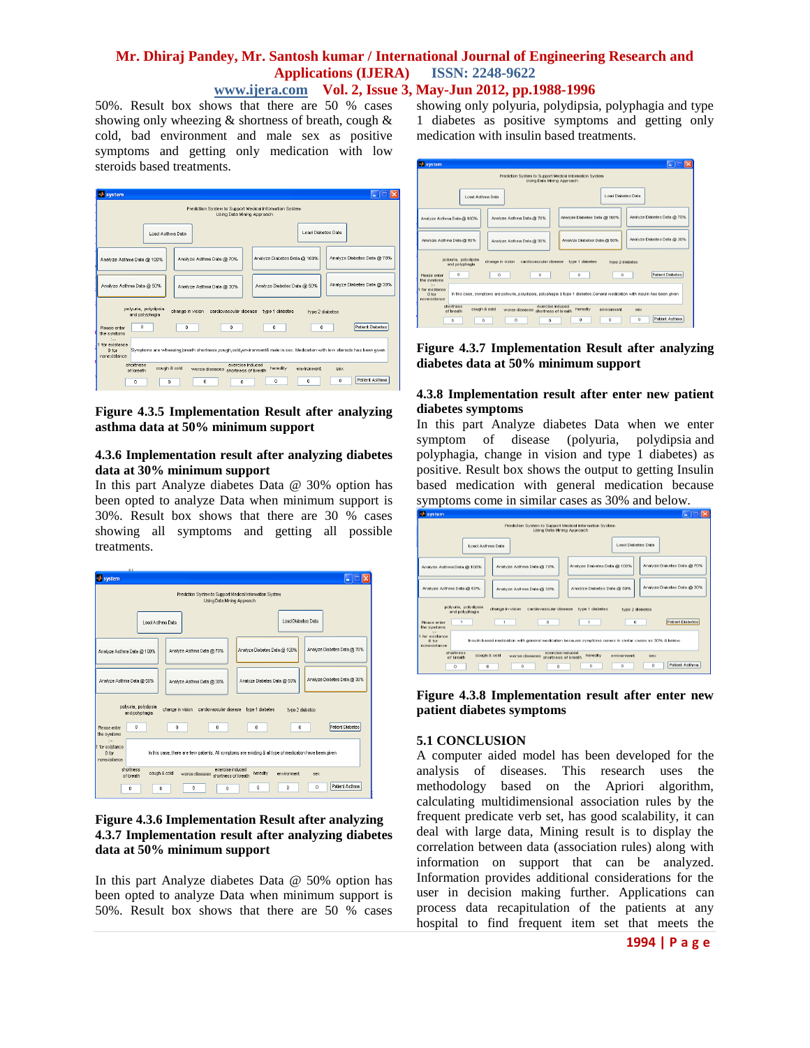50%. Result box shows that there are 50 % cases showing only wheezing & shortness of breath, cough & cold, bad environment and male sex as positive symptoms and getting only medication with low steroids based treatments.

**Figure 4.3.5 Implementation Result after analyzing asthma data at 50% minimum support**

### 4.3.6 Implementation result after analyzing diabetes data at 30% minimum support

In this part Analyze diabetes Data @ 30% option has been opted to analyze Data when minimum support is 30%. Result box shows that there are 30 % cases showing all symptoms and getting all possible treatments.

**Figure 4.3.6 Implementation Result after analyzing**

### 4.3.7 Implementation result after analyzing diabetes data at 50% minimum support

In this part Analyze diabetes Data @ 50% option has been opted to analyze Data when minimum support is 50%. Result box shows that there are 50 % cases showing only polyuria, polydipsia, polyphagia and type 1 diabetes as positive symptoms and getting only medication with insulin based treatments.

**Figure 4.3.7 Implementation Result after analyzing diabetes data at 50% minimum support**

### 4.3.8 Implementation result after enter new patient diabetes symptoms

In this part Analyze diabetes Data when we enter symptom of disease (polyuria, polydipsia and polyphagia, change in vision and type 1 diabetes) as positive. Result box shows the output to getting Insulin based medication with general medication because symptoms come in similar cases as 30% and below.

**Figure 4.3.8 Implementation result after enter new patient diabetes symptoms**

## 5.1 CONCLUSION

A computer aided model has been developed for the analysis of diseases. This research uses the methodology based on the Apriori algorithm, calculating multidimensional association rules by the frequent predicate verb set, has good scalability, it can deal with large data, Mining result is to display the correlation between data (association rules) along with information on support that can be analyzed. Information provides additional considerations for the user in decision making further. Applications can process data recapitulation of the patients at any hospital to find frequent item set that meets the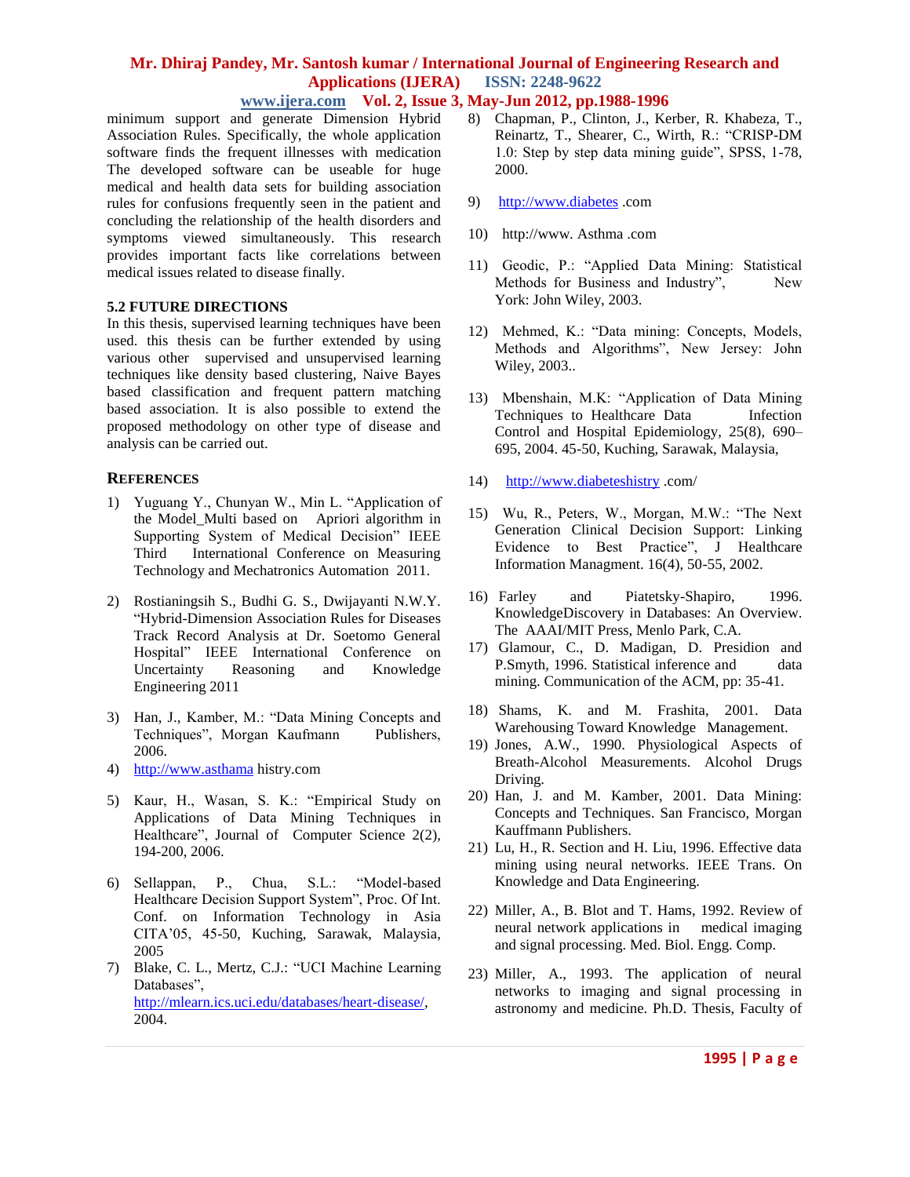minimum support and generate Dimension Hybrid Association Rules. Specifically, the whole application software finds the frequent illnesses with medication The developed software can be useable for huge medical and health data sets for building association rules for confusions frequently seen in the patient and concluding the relationship of the health disorders and symptoms viewed simultaneously. This research provides important facts like correlations between medical issues related to disease finally.

### 5.2 FUTURE DIRECTIONS

In this thesis, supervised learning techniques have been used. this thesis can be further extended by using various other supervised and unsupervised learning techniques like density based clustering, Naive Bayes based classification and frequent pattern matching based association. It is also possible to extend the proposed methodology on other type of disease and analysis can be carried out.

## REFERENCES

1) Yuguang Y., Chunyan W., Min L. "Application of the Model_Multi based on Apriori algorithm in Supporting System of Medical Decision" IEEE Third International Conference on Measuring Technology and Mechatronics Automation 2011.

2) Rostianingsih S., Budhi G. S., Dwijayanti N.W.Y. "Hybrid-Dimension Association Rules for Diseases Track Record Analysis at Dr. Soetomo General Hospital" IEEE International Conference on Uncertainty Reasoning and Knowledge Engineering 2011

3) Han, J., Kamber, M.: "Data Mining Concepts and Techniques", Morgan Kaufmann Publishers, 2006.

4) http://www.asthama histry.com

5) Kaur, H., Wasan, S. K.: "Empirical Study on Applications of Data Mining Techniques in Healthcare", Journal of Computer Science 2(2), 194-200, 2006.

6) Sellappan, P., Chua, S.L.: "Model-based Healthcare Decision Support System", Proc. Of Int. Conf. on Information Technology in Asia CITA'05, 45-50, Kuching, Sarawak, Malaysia, 2005

7) Blake, C. L., Mertz, C.J.: "UCI Machine Learning Databases", http://mlearn.ics.uci.edu/databases/heart-disease/, 2004.

8) Chapman, P., Clinton, J., Kerber, R. Khabeza, T., Reinartz, T., Shearer, C., Wirth, R.: "CRISP-DM 1.0: Step by step data mining guide", SPSS, 1-78, 2000.

9) http://www.diabetes .com

10) http://www. Asthma .com

11) Geodic, P.: "Applied Data Mining: Statistical Methods for Business and Industry", New York: John Wiley, 2003.

12) Mehmed, K.: "Data mining: Concepts, Models, Methods and Algorithms", New Jersey: John Wiley, 2003..

13) Mbenshain, M.K: "Application of Data Mining Techniques to Healthcare Data Infection Control and Hospital Epidemiology, 25(8), 690–695, 2004. 45-50, Kuching, Sarawak, Malaysia,

14) http://www.diabeteshistry .com/

15) Wu, R., Peters, W., Morgan, M.W.: "The Next Generation Clinical Decision Support: Linking Evidence to Best Practice", J Healthcare Information Managment. 16(4), 50-55, 2002.

16) Farley and Piatetsky-Shapiro, 1996. KnowledgeDiscovery in Databases: An Overview. The AAAI/MIT Press, Menlo Park, C.A.

17) Glamour, C., D. Madigan, D. Presidion and P.Smyth, 1996. Statistical inference and data mining. Communication of the ACM, pp: 35-41.

18) Shams, K. and M. Frashita, 2001. Data Warehousing Toward Knowledge Management.

19) Jones, A.W., 1990. Physiological Aspects of Breath-Alcohol Measurements. Alcohol Drugs Driving.

20) Han, J. and M. Kamber, 2001. Data Mining: Concepts and Techniques. San Francisco, Morgan Kauffmann Publishers.

21) Lu, H., R. Section and H. Liu, 1996. Effective data mining using neural networks. IEEE Trans. On Knowledge and Data Engineering.

22) Miller, A., B. Blot and T. Hams, 1992. Review of neural network applications in medical imaging and signal processing. Med. Biol. Engg. Comp.

23) Miller, A., 1993. The application of neural networks to imaging and signal processing in astronomy and medicine. Ph.D. Thesis, Faculty of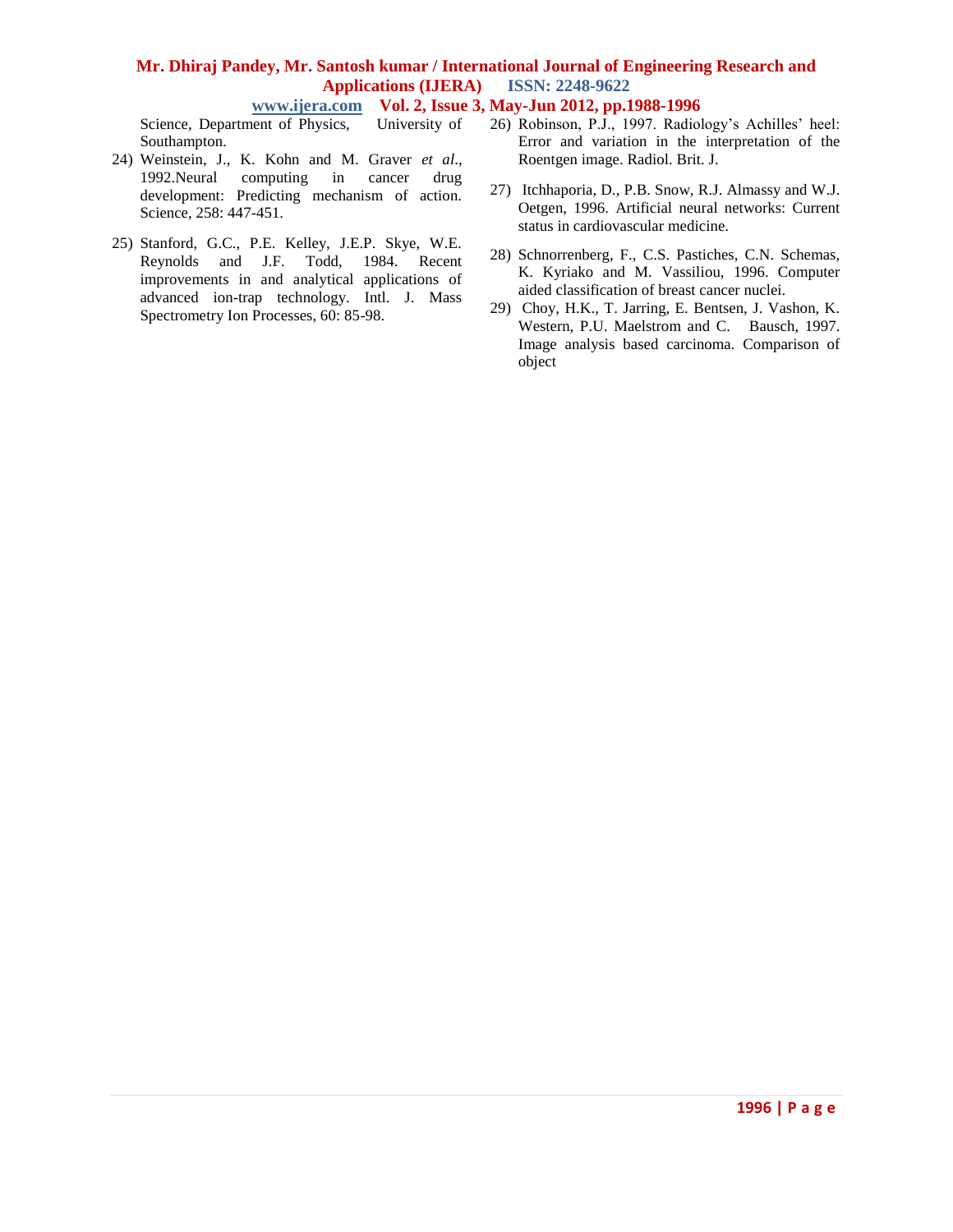Science, Department of Physics, University of Southampton.

24) Weinstein, J., K. Kohn and M. Graver *et al*., 1992.Neural computing in cancer drug development: Predicting mechanism of action. Science, 258: 447-451.

25) Stanford, G.C., P.E. Kelley, J.E.P. Skye, W.E. Reynolds and J.F. Todd, 1984. Recent improvements in and analytical applications of advanced ion-trap technology. Intl. J. Mass Spectrometry Ion Processes, 60: 85-98.

26) Robinson, P.J., 1997. Radiology's Achilles' heel: Error and variation in the interpretation of the Roentgen image. Radiol. Brit. J.

27) Itchhaporia, D., P.B. Snow, R.J. Almassy and W.J. Oetgen, 1996. Artificial neural networks: Current status in cardiovascular medicine.

28) Schnorrenberg, F., C.S. Pastiches, C.N. Schemas, K. Kyriako and M. Vassiliou, 1996. Computer aided classification of breast cancer nuclei.

29) Choy, H.K., T. Jarring, E. Bentsen, J. Vashon, K. Western, P.U. Maelstrom and C. Bausch, 1997. Image analysis based carcinoma. Comparison of object